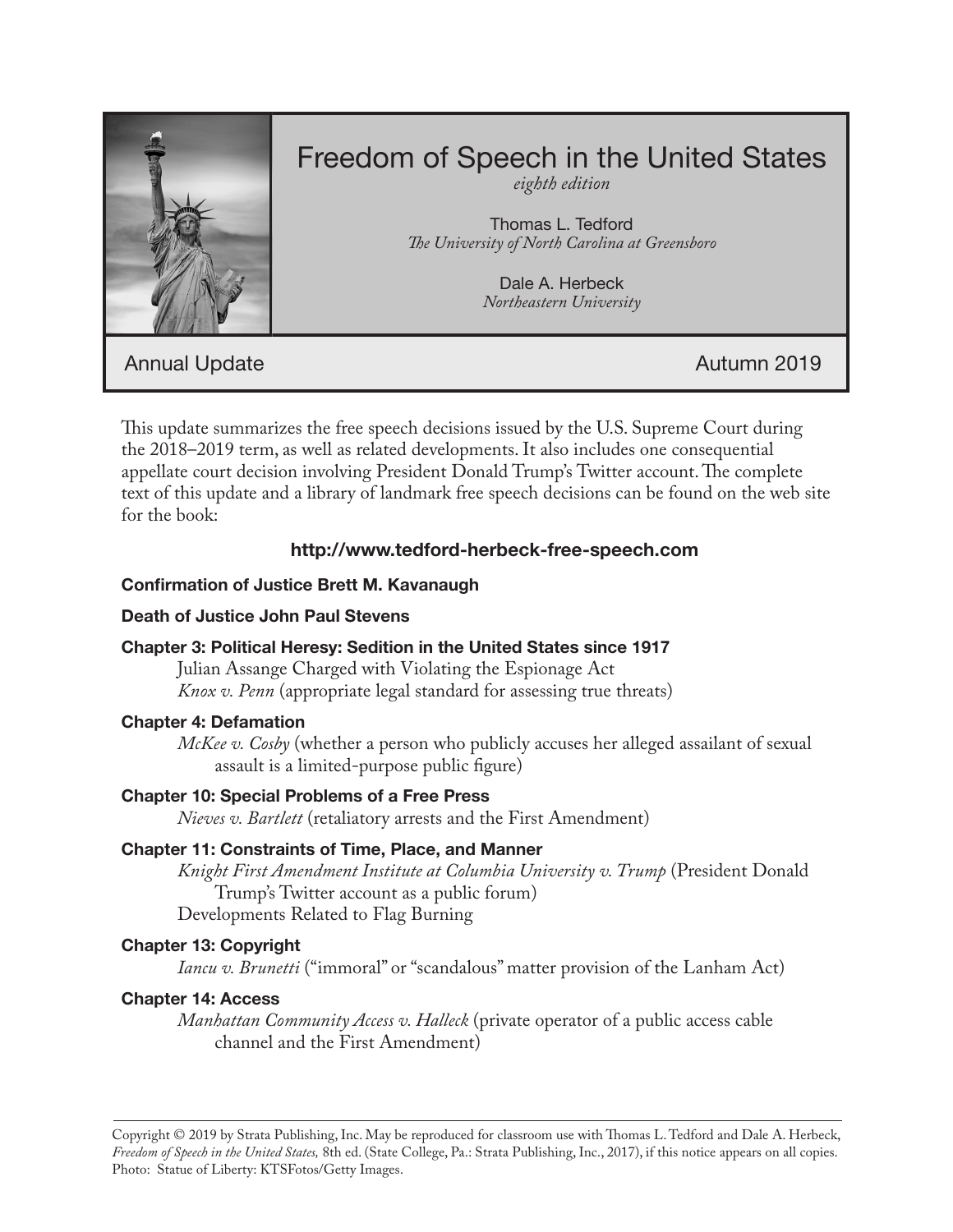# Freedom of Speech in the United States

*eighth edition*

Thomas L. Tedford
*The University of North Carolina at Greensboro*

Dale A. Herbeck
*Northeastern University*

Annual Update — Autumn 2019

This update summarizes the free speech decisions issued by the U.S. Supreme Court during the 2018–2019 term, as well as related developments. It also includes one consequential appellate court decision involving President Donald Trump's Twitter account. The complete text of this update and a library of landmark free speech decisions can be found on the web site for the book:

**http://www.tedford-herbeck-free-speech.com**

**Confirmation of Justice Brett M. Kavanaugh**

**Death of Justice John Paul Stevens**

**Chapter 3: Political Heresy: Sedition in the United States since 1917**
- Julian Assange Charged with Violating the Espionage Act
- *Knox v. Penn* (appropriate legal standard for assessing true threats)

**Chapter 4: Defamation**
- *McKee v. Cosby* (whether a person who publicly accuses her alleged assailant of sexual assault is a limited-purpose public figure)

**Chapter 10: Special Problems of a Free Press**
- *Nieves v. Bartlett* (retaliatory arrests and the First Amendment)

**Chapter 11: Constraints of Time, Place, and Manner**
- *Knight First Amendment Institute at Columbia University v. Trump* (President Donald Trump's Twitter account as a public forum)
- Developments Related to Flag Burning

**Chapter 13: Copyright**
- *Iancu v. Brunetti* ("immoral" or "scandalous" matter provision of the Lanham Act)

**Chapter 14: Access**
- *Manhattan Community Access v. Halleck* (private operator of a public access cable channel and the First Amendment)

---

Copyright © 2019 by Strata Publishing, Inc. May be reproduced for classroom use with Thomas L. Tedford and Dale A. Herbeck, *Freedom of Speech in the United States,* 8th ed. (State College, Pa.: Strata Publishing, Inc., 2017), if this notice appears on all copies. Photo: Statue of Liberty: KTSFotos/Getty Images.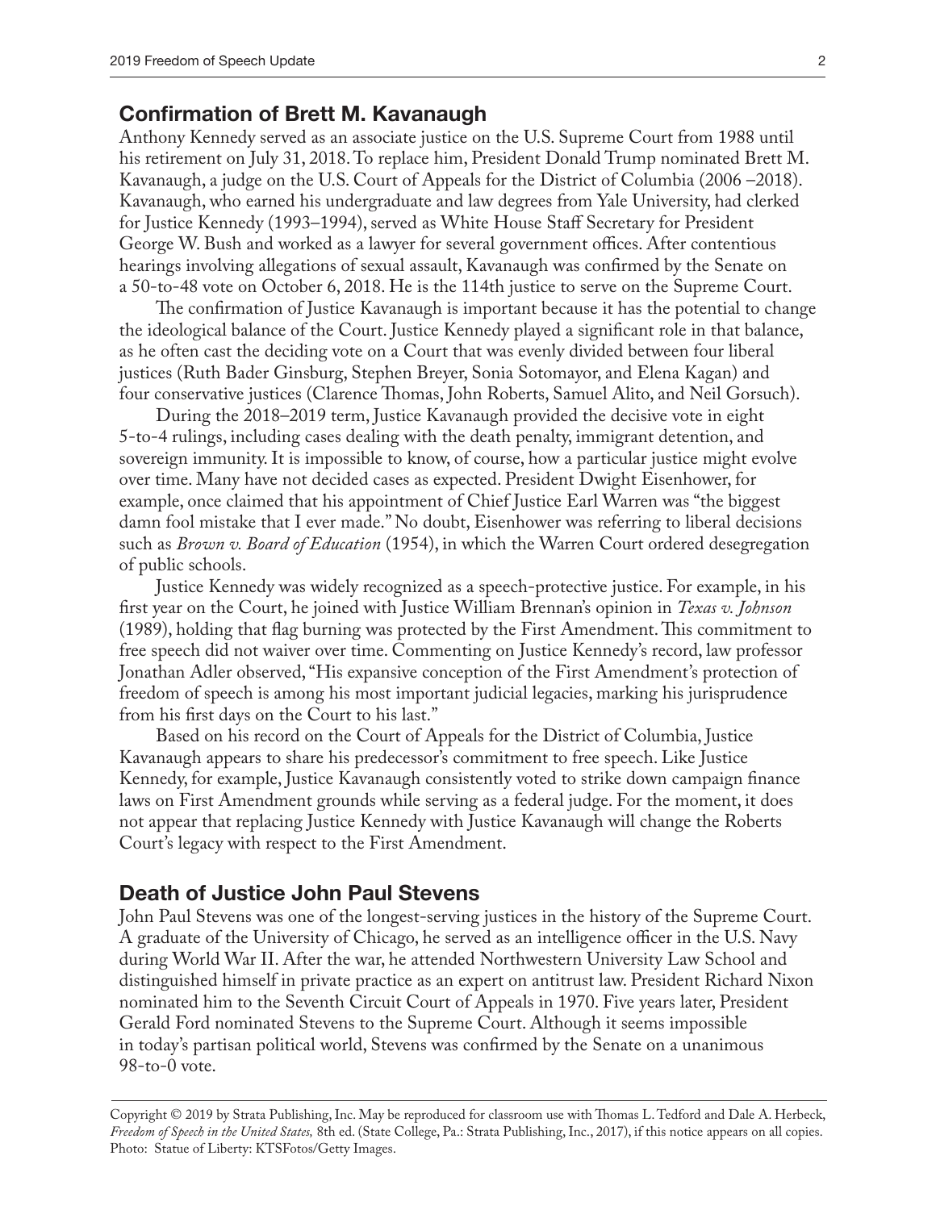## Confirmation of Brett M. Kavanaugh

Anthony Kennedy served as an associate justice on the U.S. Supreme Court from 1988 until his retirement on July 31, 2018. To replace him, President Donald Trump nominated Brett M. Kavanaugh, a judge on the U.S. Court of Appeals for the District of Columbia (2006 –2018). Kavanaugh, who earned his undergraduate and law degrees from Yale University, had clerked for Justice Kennedy (1993–1994), served as White House Staff Secretary for President George W. Bush and worked as a lawyer for several government offices. After contentious hearings involving allegations of sexual assault, Kavanaugh was confirmed by the Senate on a 50-to-48 vote on October 6, 2018. He is the 114th justice to serve on the Supreme Court.

The confirmation of Justice Kavanaugh is important because it has the potential to change the ideological balance of the Court. Justice Kennedy played a significant role in that balance, as he often cast the deciding vote on a Court that was evenly divided between four liberal justices (Ruth Bader Ginsburg, Stephen Breyer, Sonia Sotomayor, and Elena Kagan) and four conservative justices (Clarence Thomas, John Roberts, Samuel Alito, and Neil Gorsuch).

During the 2018–2019 term, Justice Kavanaugh provided the decisive vote in eight 5-to-4 rulings, including cases dealing with the death penalty, immigrant detention, and sovereign immunity. It is impossible to know, of course, how a particular justice might evolve over time. Many have not decided cases as expected. President Dwight Eisenhower, for example, once claimed that his appointment of Chief Justice Earl Warren was "the biggest damn fool mistake that I ever made." No doubt, Eisenhower was referring to liberal decisions such as *Brown v. Board of Education* (1954), in which the Warren Court ordered desegregation of public schools.

Justice Kennedy was widely recognized as a speech-protective justice. For example, in his first year on the Court, he joined with Justice William Brennan's opinion in *Texas v. Johnson* (1989), holding that flag burning was protected by the First Amendment. This commitment to free speech did not waiver over time. Commenting on Justice Kennedy's record, law professor Jonathan Adler observed, "His expansive conception of the First Amendment's protection of freedom of speech is among his most important judicial legacies, marking his jurisprudence from his first days on the Court to his last."

Based on his record on the Court of Appeals for the District of Columbia, Justice Kavanaugh appears to share his predecessor's commitment to free speech. Like Justice Kennedy, for example, Justice Kavanaugh consistently voted to strike down campaign finance laws on First Amendment grounds while serving as a federal judge. For the moment, it does not appear that replacing Justice Kennedy with Justice Kavanaugh will change the Roberts Court's legacy with respect to the First Amendment.

## Death of Justice John Paul Stevens

John Paul Stevens was one of the longest-serving justices in the history of the Supreme Court. A graduate of the University of Chicago, he served as an intelligence officer in the U.S. Navy during World War II. After the war, he attended Northwestern University Law School and distinguished himself in private practice as an expert on antitrust law. President Richard Nixon nominated him to the Seventh Circuit Court of Appeals in 1970. Five years later, President Gerald Ford nominated Stevens to the Supreme Court. Although it seems impossible in today's partisan political world, Stevens was confirmed by the Senate on a unanimous 98-to-0 vote.

Copyright © 2019 by Strata Publishing, Inc. May be reproduced for classroom use with Thomas L. Tedford and Dale A. Herbeck, *Freedom of Speech in the United States,* 8th ed. (State College, Pa.: Strata Publishing, Inc., 2017), if this notice appears on all copies. Photo: Statue of Liberty: KTSFotos/Getty Images.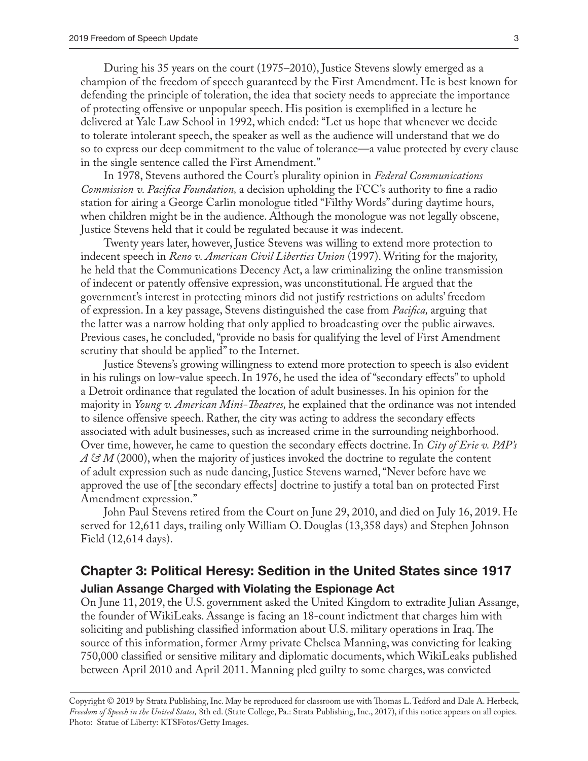During his 35 years on the court (1975–2010), Justice Stevens slowly emerged as a champion of the freedom of speech guaranteed by the First Amendment. He is best known for defending the principle of toleration, the idea that society needs to appreciate the importance of protecting offensive or unpopular speech. His position is exemplified in a lecture he delivered at Yale Law School in 1992, which ended: "Let us hope that whenever we decide to tolerate intolerant speech, the speaker as well as the audience will understand that we do so to express our deep commitment to the value of tolerance—a value protected by every clause in the single sentence called the First Amendment."

In 1978, Stevens authored the Court's plurality opinion in *Federal Communications Commission v. Pacifica Foundation,* a decision upholding the FCC's authority to fine a radio station for airing a George Carlin monologue titled "Filthy Words" during daytime hours, when children might be in the audience. Although the monologue was not legally obscene, Justice Stevens held that it could be regulated because it was indecent.

Twenty years later, however, Justice Stevens was willing to extend more protection to indecent speech in *Reno v. American Civil Liberties Union* (1997). Writing for the majority, he held that the Communications Decency Act, a law criminalizing the online transmission of indecent or patently offensive expression, was unconstitutional. He argued that the government's interest in protecting minors did not justify restrictions on adults' freedom of expression. In a key passage, Stevens distinguished the case from *Pacifica,* arguing that the latter was a narrow holding that only applied to broadcasting over the public airwaves. Previous cases, he concluded, "provide no basis for qualifying the level of First Amendment scrutiny that should be applied" to the Internet.

Justice Stevens's growing willingness to extend more protection to speech is also evident in his rulings on low-value speech. In 1976, he used the idea of "secondary effects" to uphold a Detroit ordinance that regulated the location of adult businesses. In his opinion for the majority in *Young v. American Mini-Theatres,* he explained that the ordinance was not intended to silence offensive speech. Rather, the city was acting to address the secondary effects associated with adult businesses, such as increased crime in the surrounding neighborhood. Over time, however, he came to question the secondary effects doctrine. In *City of Erie v. PAP's A & M* (2000), when the majority of justices invoked the doctrine to regulate the content of adult expression such as nude dancing, Justice Stevens warned, "Never before have we approved the use of [the secondary effects] doctrine to justify a total ban on protected First Amendment expression."

John Paul Stevens retired from the Court on June 29, 2010, and died on July 16, 2019. He served for 12,611 days, trailing only William O. Douglas (13,358 days) and Stephen Johnson Field (12,614 days).

## Chapter 3: Political Heresy: Sedition in the United States since 1917

### Julian Assange Charged with Violating the Espionage Act

On June 11, 2019, the U.S. government asked the United Kingdom to extradite Julian Assange, the founder of WikiLeaks. Assange is facing an 18-count indictment that charges him with soliciting and publishing classified information about U.S. military operations in Iraq. The source of this information, former Army private Chelsea Manning, was convicting for leaking 750,000 classified or sensitive military and diplomatic documents, which WikiLeaks published between April 2010 and April 2011. Manning pled guilty to some charges, was convicted

Copyright © 2019 by Strata Publishing, Inc. May be reproduced for classroom use with Thomas L. Tedford and Dale A. Herbeck, *Freedom of Speech in the United States,* 8th ed. (State College, Pa.: Strata Publishing, Inc., 2017), if this notice appears on all copies. Photo: Statue of Liberty: KTSFotos/Getty Images.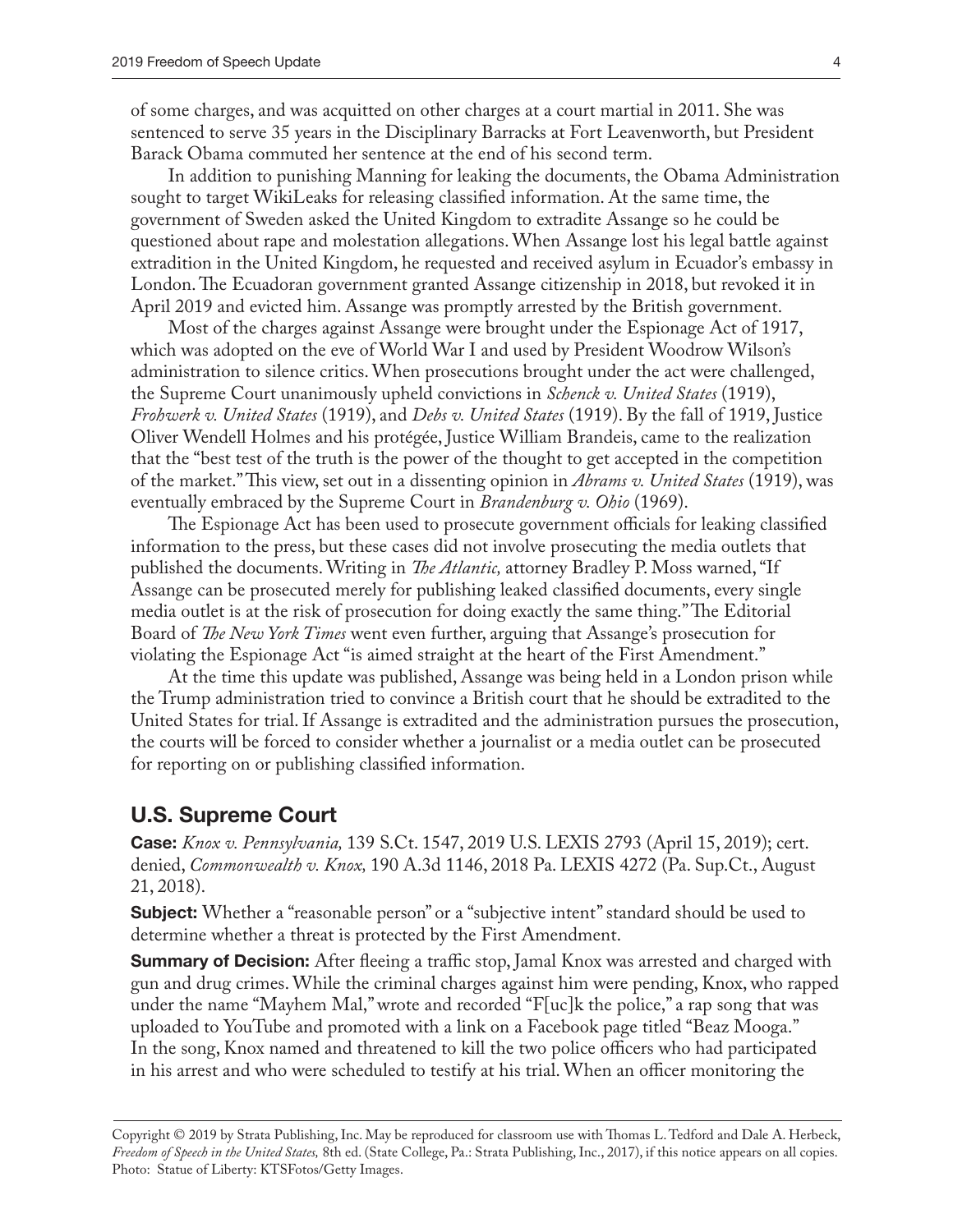of some charges, and was acquitted on other charges at a court martial in 2011. She was sentenced to serve 35 years in the Disciplinary Barracks at Fort Leavenworth, but President Barack Obama commuted her sentence at the end of his second term.

In addition to punishing Manning for leaking the documents, the Obama Administration sought to target WikiLeaks for releasing classified information. At the same time, the government of Sweden asked the United Kingdom to extradite Assange so he could be questioned about rape and molestation allegations. When Assange lost his legal battle against extradition in the United Kingdom, he requested and received asylum in Ecuador's embassy in London. The Ecuadoran government granted Assange citizenship in 2018, but revoked it in April 2019 and evicted him. Assange was promptly arrested by the British government.

Most of the charges against Assange were brought under the Espionage Act of 1917, which was adopted on the eve of World War I and used by President Woodrow Wilson's administration to silence critics. When prosecutions brought under the act were challenged, the Supreme Court unanimously upheld convictions in *Schenck v. United States* (1919), *Frohwerk v. United States* (1919), and *Debs v. United States* (1919). By the fall of 1919, Justice Oliver Wendell Holmes and his protégée, Justice William Brandeis, came to the realization that the "best test of the truth is the power of the thought to get accepted in the competition of the market." This view, set out in a dissenting opinion in *Abrams v. United States* (1919), was eventually embraced by the Supreme Court in *Brandenburg v. Ohio* (1969).

The Espionage Act has been used to prosecute government officials for leaking classified information to the press, but these cases did not involve prosecuting the media outlets that published the documents. Writing in *The Atlantic,* attorney Bradley P. Moss warned, "If Assange can be prosecuted merely for publishing leaked classified documents, every single media outlet is at the risk of prosecution for doing exactly the same thing." The Editorial Board of *The New York Times* went even further, arguing that Assange's prosecution for violating the Espionage Act "is aimed straight at the heart of the First Amendment."

At the time this update was published, Assange was being held in a London prison while the Trump administration tried to convince a British court that he should be extradited to the United States for trial. If Assange is extradited and the administration pursues the prosecution, the courts will be forced to consider whether a journalist or a media outlet can be prosecuted for reporting on or publishing classified information.

## U.S. Supreme Court

**Case:** *Knox v. Pennsylvania,* 139 S.Ct. 1547, 2019 U.S. LEXIS 2793 (April 15, 2019); cert. denied, *Commonwealth v. Knox,* 190 A.3d 1146, 2018 Pa. LEXIS 4272 (Pa. Sup.Ct., August 21, 2018).

**Subject:** Whether a "reasonable person" or a "subjective intent" standard should be used to determine whether a threat is protected by the First Amendment.

**Summary of Decision:** After fleeing a traffic stop, Jamal Knox was arrested and charged with gun and drug crimes. While the criminal charges against him were pending, Knox, who rapped under the name "Mayhem Mal," wrote and recorded "F[uc]k the police," a rap song that was uploaded to YouTube and promoted with a link on a Facebook page titled "Beaz Mooga." In the song, Knox named and threatened to kill the two police officers who had participated in his arrest and who were scheduled to testify at his trial. When an officer monitoring the

Copyright © 2019 by Strata Publishing, Inc. May be reproduced for classroom use with Thomas L. Tedford and Dale A. Herbeck, *Freedom of Speech in the United States,* 8th ed. (State College, Pa.: Strata Publishing, Inc., 2017), if this notice appears on all copies. Photo: Statue of Liberty: KTSFotos/Getty Images.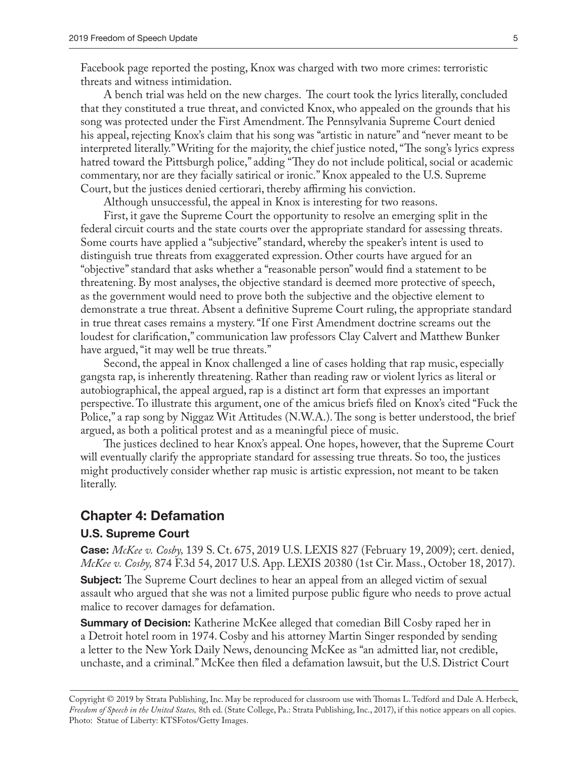Facebook page reported the posting, Knox was charged with two more crimes: terroristic threats and witness intimidation.

A bench trial was held on the new charges. The court took the lyrics literally, concluded that they constituted a true threat, and convicted Knox, who appealed on the grounds that his song was protected under the First Amendment. The Pennsylvania Supreme Court denied his appeal, rejecting Knox's claim that his song was "artistic in nature" and "never meant to be interpreted literally." Writing for the majority, the chief justice noted, "The song's lyrics express hatred toward the Pittsburgh police," adding "They do not include political, social or academic commentary, nor are they facially satirical or ironic." Knox appealed to the U.S. Supreme Court, but the justices denied certiorari, thereby affirming his conviction.

Although unsuccessful, the appeal in Knox is interesting for two reasons.

First, it gave the Supreme Court the opportunity to resolve an emerging split in the federal circuit courts and the state courts over the appropriate standard for assessing threats. Some courts have applied a "subjective" standard, whereby the speaker's intent is used to distinguish true threats from exaggerated expression. Other courts have argued for an "objective" standard that asks whether a "reasonable person" would find a statement to be threatening. By most analyses, the objective standard is deemed more protective of speech, as the government would need to prove both the subjective and the objective element to demonstrate a true threat. Absent a definitive Supreme Court ruling, the appropriate standard in true threat cases remains a mystery. "If one First Amendment doctrine screams out the loudest for clarification," communication law professors Clay Calvert and Matthew Bunker have argued, "it may well be true threats."

Second, the appeal in Knox challenged a line of cases holding that rap music, especially gangsta rap, is inherently threatening. Rather than reading raw or violent lyrics as literal or autobiographical, the appeal argued, rap is a distinct art form that expresses an important perspective. To illustrate this argument, one of the amicus briefs filed on Knox's cited "Fuck the Police," a rap song by Niggaz Wit Attitudes (N.W.A.). The song is better understood, the brief argued, as both a political protest and as a meaningful piece of music.

The justices declined to hear Knox's appeal. One hopes, however, that the Supreme Court will eventually clarify the appropriate standard for assessing true threats. So too, the justices might productively consider whether rap music is artistic expression, not meant to be taken literally.

## Chapter 4: Defamation

### U.S. Supreme Court

**Case:** *McKee v. Cosby,* 139 S. Ct. 675, 2019 U.S. LEXIS 827 (February 19, 2009); cert. denied, *McKee v. Cosby,* 874 F.3d 54, 2017 U.S. App. LEXIS 20380 (1st Cir. Mass., October 18, 2017).

**Subject:** The Supreme Court declines to hear an appeal from an alleged victim of sexual assault who argued that she was not a limited purpose public figure who needs to prove actual malice to recover damages for defamation.

**Summary of Decision:** Katherine McKee alleged that comedian Bill Cosby raped her in a Detroit hotel room in 1974. Cosby and his attorney Martin Singer responded by sending a letter to the New York Daily News, denouncing McKee as "an admitted liar, not credible, unchaste, and a criminal." McKee then filed a defamation lawsuit, but the U.S. District Court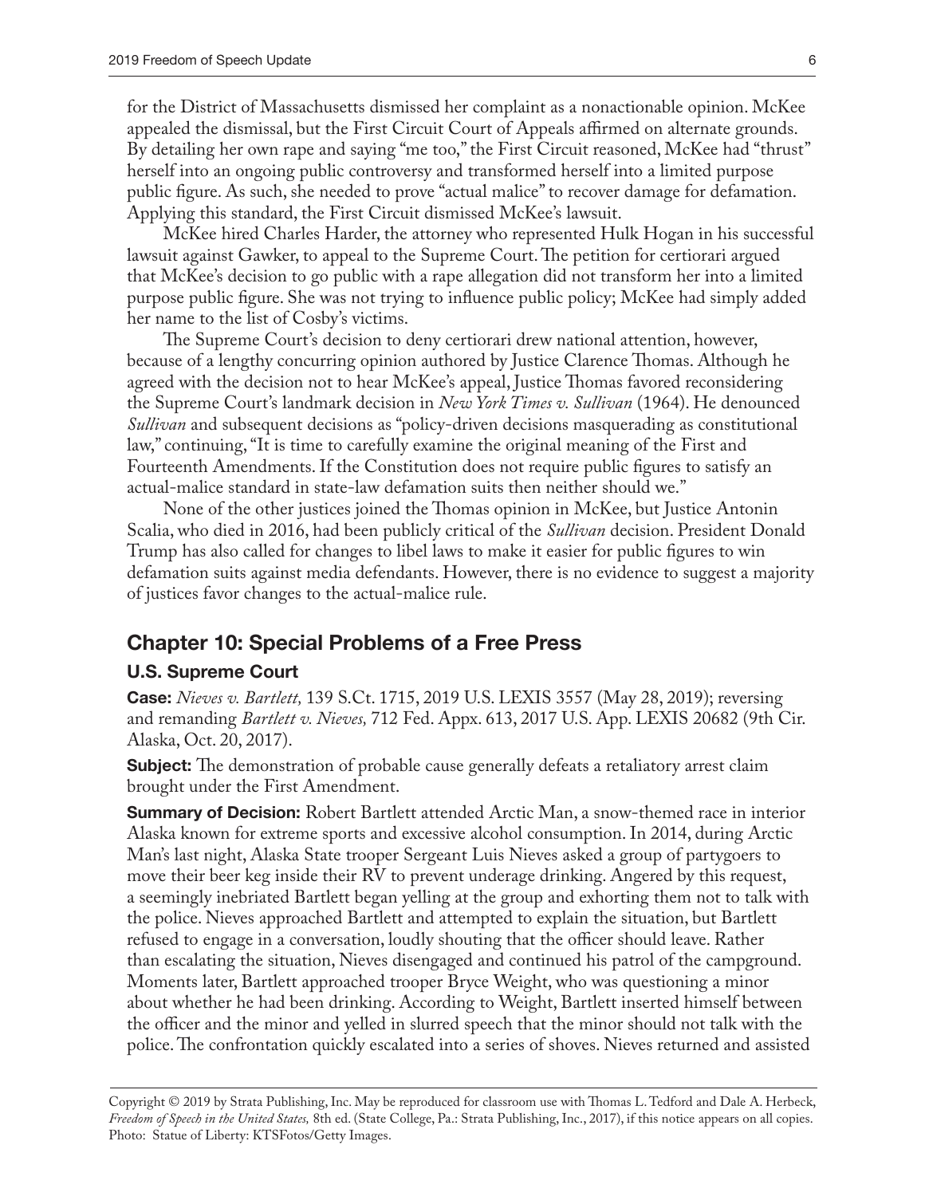for the District of Massachusetts dismissed her complaint as a nonactionable opinion. McKee appealed the dismissal, but the First Circuit Court of Appeals affirmed on alternate grounds. By detailing her own rape and saying "me too," the First Circuit reasoned, McKee had "thrust" herself into an ongoing public controversy and transformed herself into a limited purpose public figure. As such, she needed to prove "actual malice" to recover damage for defamation. Applying this standard, the First Circuit dismissed McKee's lawsuit.

McKee hired Charles Harder, the attorney who represented Hulk Hogan in his successful lawsuit against Gawker, to appeal to the Supreme Court. The petition for certiorari argued that McKee's decision to go public with a rape allegation did not transform her into a limited purpose public figure. She was not trying to influence public policy; McKee had simply added her name to the list of Cosby's victims.

The Supreme Court's decision to deny certiorari drew national attention, however, because of a lengthy concurring opinion authored by Justice Clarence Thomas. Although he agreed with the decision not to hear McKee's appeal, Justice Thomas favored reconsidering the Supreme Court's landmark decision in *New York Times v. Sullivan* (1964). He denounced *Sullivan* and subsequent decisions as "policy-driven decisions masquerading as constitutional law," continuing, "It is time to carefully examine the original meaning of the First and Fourteenth Amendments. If the Constitution does not require public figures to satisfy an actual-malice standard in state-law defamation suits then neither should we."

None of the other justices joined the Thomas opinion in McKee, but Justice Antonin Scalia, who died in 2016, had been publicly critical of the *Sullivan* decision. President Donald Trump has also called for changes to libel laws to make it easier for public figures to win defamation suits against media defendants. However, there is no evidence to suggest a majority of justices favor changes to the actual-malice rule.

## Chapter 10: Special Problems of a Free Press

### U.S. Supreme Court

**Case:** *Nieves v. Bartlett,* 139 S.Ct. 1715, 2019 U.S. LEXIS 3557 (May 28, 2019); reversing and remanding *Bartlett v. Nieves,* 712 Fed. Appx. 613, 2017 U.S. App. LEXIS 20682 (9th Cir. Alaska, Oct. 20, 2017).

**Subject:** The demonstration of probable cause generally defeats a retaliatory arrest claim brought under the First Amendment.

**Summary of Decision:** Robert Bartlett attended Arctic Man, a snow-themed race in interior Alaska known for extreme sports and excessive alcohol consumption. In 2014, during Arctic Man's last night, Alaska State trooper Sergeant Luis Nieves asked a group of partygoers to move their beer keg inside their RV to prevent underage drinking. Angered by this request, a seemingly inebriated Bartlett began yelling at the group and exhorting them not to talk with the police. Nieves approached Bartlett and attempted to explain the situation, but Bartlett refused to engage in a conversation, loudly shouting that the officer should leave. Rather than escalating the situation, Nieves disengaged and continued his patrol of the campground. Moments later, Bartlett approached trooper Bryce Weight, who was questioning a minor about whether he had been drinking. According to Weight, Bartlett inserted himself between the officer and the minor and yelled in slurred speech that the minor should not talk with the police. The confrontation quickly escalated into a series of shoves. Nieves returned and assisted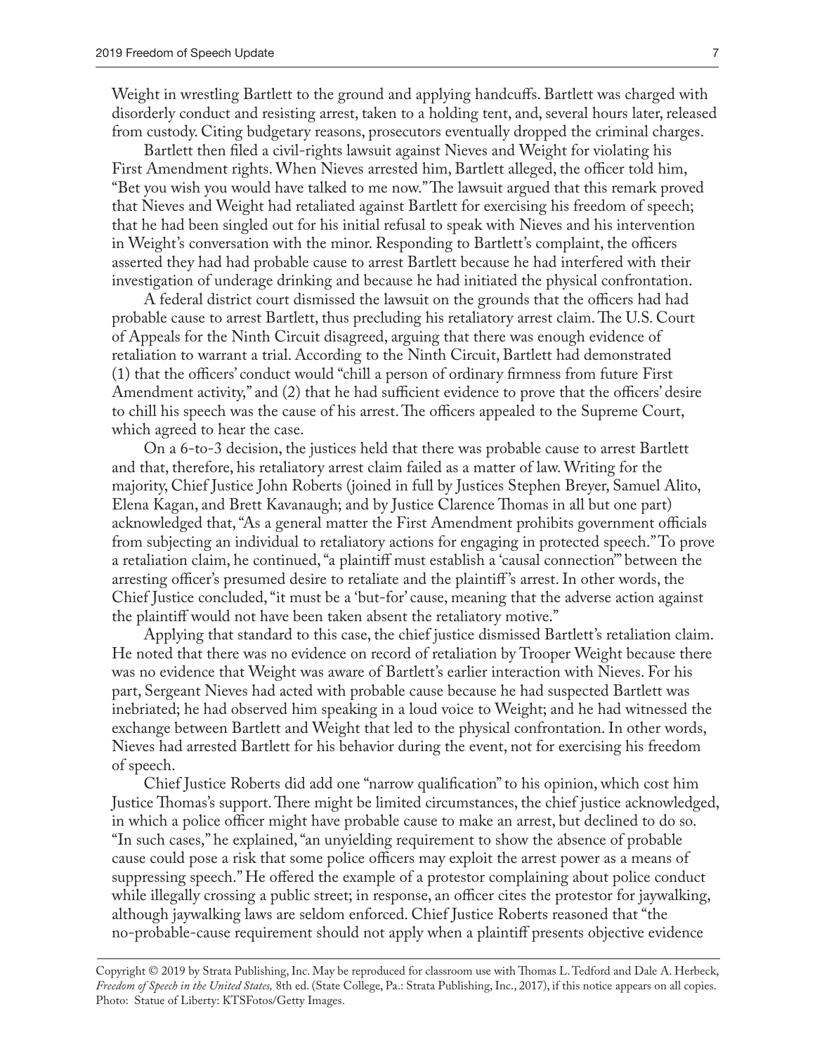Weight in wrestling Bartlett to the ground and applying handcuffs. Bartlett was charged with disorderly conduct and resisting arrest, taken to a holding tent, and, several hours later, released from custody. Citing budgetary reasons, prosecutors eventually dropped the criminal charges.

Bartlett then filed a civil-rights lawsuit against Nieves and Weight for violating his First Amendment rights. When Nieves arrested him, Bartlett alleged, the officer told him, "Bet you wish you would have talked to me now." The lawsuit argued that this remark proved that Nieves and Weight had retaliated against Bartlett for exercising his freedom of speech; that he had been singled out for his initial refusal to speak with Nieves and his intervention in Weight's conversation with the minor. Responding to Bartlett's complaint, the officers asserted they had had probable cause to arrest Bartlett because he had interfered with their investigation of underage drinking and because he had initiated the physical confrontation.

A federal district court dismissed the lawsuit on the grounds that the officers had had probable cause to arrest Bartlett, thus precluding his retaliatory arrest claim. The U.S. Court of Appeals for the Ninth Circuit disagreed, arguing that there was enough evidence of retaliation to warrant a trial. According to the Ninth Circuit, Bartlett had demonstrated (1) that the officers' conduct would "chill a person of ordinary firmness from future First Amendment activity," and (2) that he had sufficient evidence to prove that the officers' desire to chill his speech was the cause of his arrest. The officers appealed to the Supreme Court, which agreed to hear the case.

On a 6-to-3 decision, the justices held that there was probable cause to arrest Bartlett and that, therefore, his retaliatory arrest claim failed as a matter of law. Writing for the majority, Chief Justice John Roberts (joined in full by Justices Stephen Breyer, Samuel Alito, Elena Kagan, and Brett Kavanaugh; and by Justice Clarence Thomas in all but one part) acknowledged that, "As a general matter the First Amendment prohibits government officials from subjecting an individual to retaliatory actions for engaging in protected speech." To prove a retaliation claim, he continued, "a plaintiff must establish a 'causal connection'" between the arresting officer's presumed desire to retaliate and the plaintiff's arrest. In other words, the Chief Justice concluded, "it must be a 'but-for' cause, meaning that the adverse action against the plaintiff would not have been taken absent the retaliatory motive."

Applying that standard to this case, the chief justice dismissed Bartlett's retaliation claim. He noted that there was no evidence on record of retaliation by Trooper Weight because there was no evidence that Weight was aware of Bartlett's earlier interaction with Nieves. For his part, Sergeant Nieves had acted with probable cause because he had suspected Bartlett was inebriated; he had observed him speaking in a loud voice to Weight; and he had witnessed the exchange between Bartlett and Weight that led to the physical confrontation. In other words, Nieves had arrested Bartlett for his behavior during the event, not for exercising his freedom of speech.

Chief Justice Roberts did add one "narrow qualification" to his opinion, which cost him Justice Thomas's support. There might be limited circumstances, the chief justice acknowledged, in which a police officer might have probable cause to make an arrest, but declined to do so. "In such cases," he explained, "an unyielding requirement to show the absence of probable cause could pose a risk that some police officers may exploit the arrest power as a means of suppressing speech." He offered the example of a protestor complaining about police conduct while illegally crossing a public street; in response, an officer cites the protestor for jaywalking, although jaywalking laws are seldom enforced. Chief Justice Roberts reasoned that "the no-probable-cause requirement should not apply when a plaintiff presents objective evidence

Copyright © 2019 by Strata Publishing, Inc. May be reproduced for classroom use with Thomas L. Tedford and Dale A. Herbeck, *Freedom of Speech in the United States,* 8th ed. (State College, Pa.: Strata Publishing, Inc., 2017), if this notice appears on all copies. Photo: Statue of Liberty: KTSFotos/Getty Images.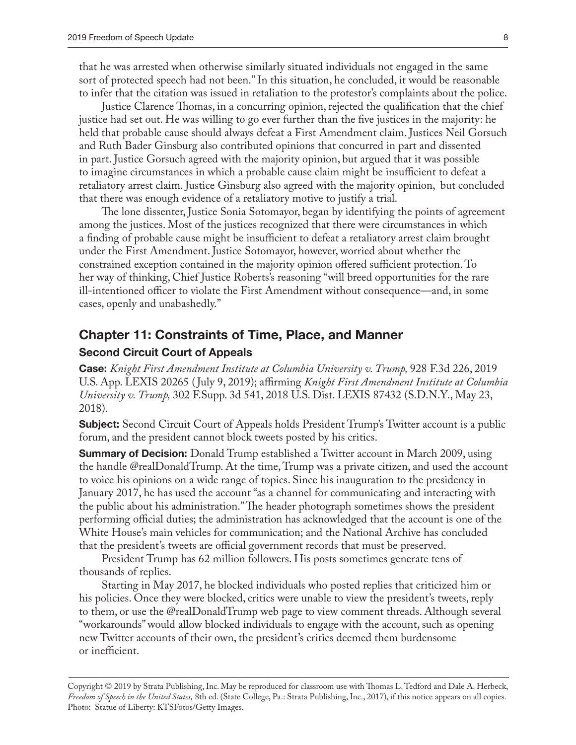that he was arrested when otherwise similarly situated individuals not engaged in the same sort of protected speech had not been." In this situation, he concluded, it would be reasonable to infer that the citation was issued in retaliation to the protestor's complaints about the police.

Justice Clarence Thomas, in a concurring opinion, rejected the qualification that the chief justice had set out. He was willing to go ever further than the five justices in the majority: he held that probable cause should always defeat a First Amendment claim. Justices Neil Gorsuch and Ruth Bader Ginsburg also contributed opinions that concurred in part and dissented in part. Justice Gorsuch agreed with the majority opinion, but argued that it was possible to imagine circumstances in which a probable cause claim might be insufficient to defeat a retaliatory arrest claim. Justice Ginsburg also agreed with the majority opinion, but concluded that there was enough evidence of a retaliatory motive to justify a trial.

The lone dissenter, Justice Sonia Sotomayor, began by identifying the points of agreement among the justices. Most of the justices recognized that there were circumstances in which a finding of probable cause might be insufficient to defeat a retaliatory arrest claim brought under the First Amendment. Justice Sotomayor, however, worried about whether the constrained exception contained in the majority opinion offered sufficient protection. To her way of thinking, Chief Justice Roberts's reasoning "will breed opportunities for the rare ill-intentioned officer to violate the First Amendment without consequence—and, in some cases, openly and unabashedly."

## Chapter 11: Constraints of Time, Place, and Manner

### Second Circuit Court of Appeals

**Case:** *Knight First Amendment Institute at Columbia University v. Trump,* 928 F.3d 226, 2019 U.S. App. LEXIS 20265 (July 9, 2019); affirming *Knight First Amendment Institute at Columbia University v. Trump,* 302 F.Supp. 3d 541, 2018 U.S. Dist. LEXIS 87432 (S.D.N.Y., May 23, 2018).

**Subject:** Second Circuit Court of Appeals holds President Trump's Twitter account is a public forum, and the president cannot block tweets posted by his critics.

**Summary of Decision:** Donald Trump established a Twitter account in March 2009, using the handle @realDonaldTrump. At the time, Trump was a private citizen, and used the account to voice his opinions on a wide range of topics. Since his inauguration to the presidency in January 2017, he has used the account "as a channel for communicating and interacting with the public about his administration." The header photograph sometimes shows the president performing official duties; the administration has acknowledged that the account is one of the White House's main vehicles for communication; and the National Archive has concluded that the president's tweets are official government records that must be preserved.

President Trump has 62 million followers. His posts sometimes generate tens of thousands of replies.

Starting in May 2017, he blocked individuals who posted replies that criticized him or his policies. Once they were blocked, critics were unable to view the president's tweets, reply to them, or use the @realDonaldTrump web page to view comment threads. Although several "workarounds" would allow blocked individuals to engage with the account, such as opening new Twitter accounts of their own, the president's critics deemed them burdensome or inefficient.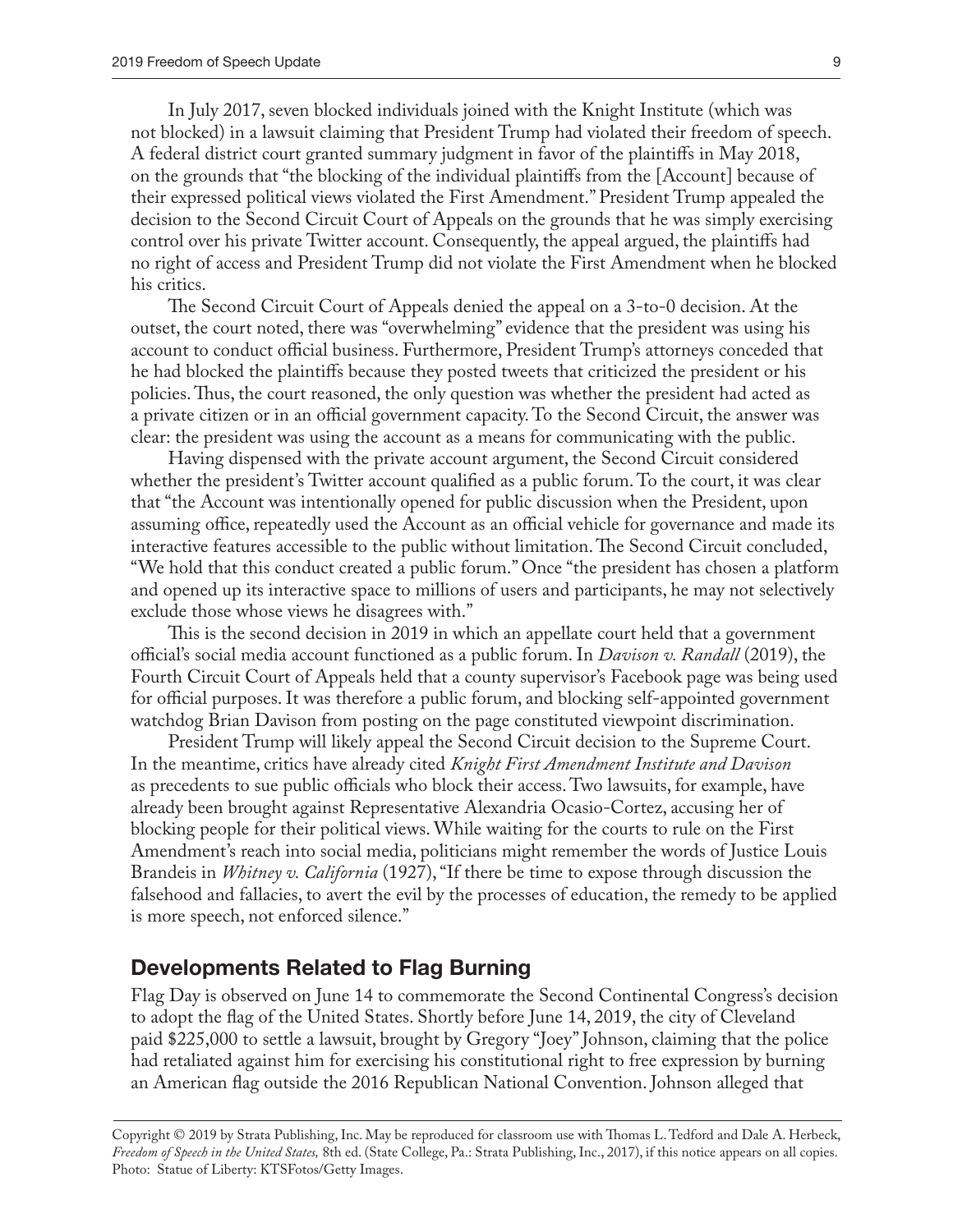In July 2017, seven blocked individuals joined with the Knight Institute (which was not blocked) in a lawsuit claiming that President Trump had violated their freedom of speech. A federal district court granted summary judgment in favor of the plaintiffs in May 2018, on the grounds that "the blocking of the individual plaintiffs from the [Account] because of their expressed political views violated the First Amendment." President Trump appealed the decision to the Second Circuit Court of Appeals on the grounds that he was simply exercising control over his private Twitter account. Consequently, the appeal argued, the plaintiffs had no right of access and President Trump did not violate the First Amendment when he blocked his critics.

The Second Circuit Court of Appeals denied the appeal on a 3-to-0 decision. At the outset, the court noted, there was "overwhelming" evidence that the president was using his account to conduct official business. Furthermore, President Trump's attorneys conceded that he had blocked the plaintiffs because they posted tweets that criticized the president or his policies. Thus, the court reasoned, the only question was whether the president had acted as a private citizen or in an official government capacity. To the Second Circuit, the answer was clear: the president was using the account as a means for communicating with the public.

Having dispensed with the private account argument, the Second Circuit considered whether the president's Twitter account qualified as a public forum. To the court, it was clear that "the Account was intentionally opened for public discussion when the President, upon assuming office, repeatedly used the Account as an official vehicle for governance and made its interactive features accessible to the public without limitation. The Second Circuit concluded, "We hold that this conduct created a public forum." Once "the president has chosen a platform and opened up its interactive space to millions of users and participants, he may not selectively exclude those whose views he disagrees with."

This is the second decision in 2019 in which an appellate court held that a government official's social media account functioned as a public forum. In *Davison v. Randall* (2019), the Fourth Circuit Court of Appeals held that a county supervisor's Facebook page was being used for official purposes. It was therefore a public forum, and blocking self-appointed government watchdog Brian Davison from posting on the page constituted viewpoint discrimination.

President Trump will likely appeal the Second Circuit decision to the Supreme Court. In the meantime, critics have already cited *Knight First Amendment Institute and Davison* as precedents to sue public officials who block their access. Two lawsuits, for example, have already been brought against Representative Alexandria Ocasio-Cortez, accusing her of blocking people for their political views. While waiting for the courts to rule on the First Amendment's reach into social media, politicians might remember the words of Justice Louis Brandeis in *Whitney v. California* (1927), "If there be time to expose through discussion the falsehood and fallacies, to avert the evil by the processes of education, the remedy to be applied is more speech, not enforced silence."

## Developments Related to Flag Burning

Flag Day is observed on June 14 to commemorate the Second Continental Congress's decision to adopt the flag of the United States. Shortly before June 14, 2019, the city of Cleveland paid $225,000 to settle a lawsuit, brought by Gregory "Joey" Johnson, claiming that the police had retaliated against him for exercising his constitutional right to free expression by burning an American flag outside the 2016 Republican National Convention. Johnson alleged that

Copyright © 2019 by Strata Publishing, Inc. May be reproduced for classroom use with Thomas L. Tedford and Dale A. Herbeck, *Freedom of Speech in the United States,* 8th ed. (State College, Pa.: Strata Publishing, Inc., 2017), if this notice appears on all copies. Photo: Statue of Liberty: KTSFotos/Getty Images.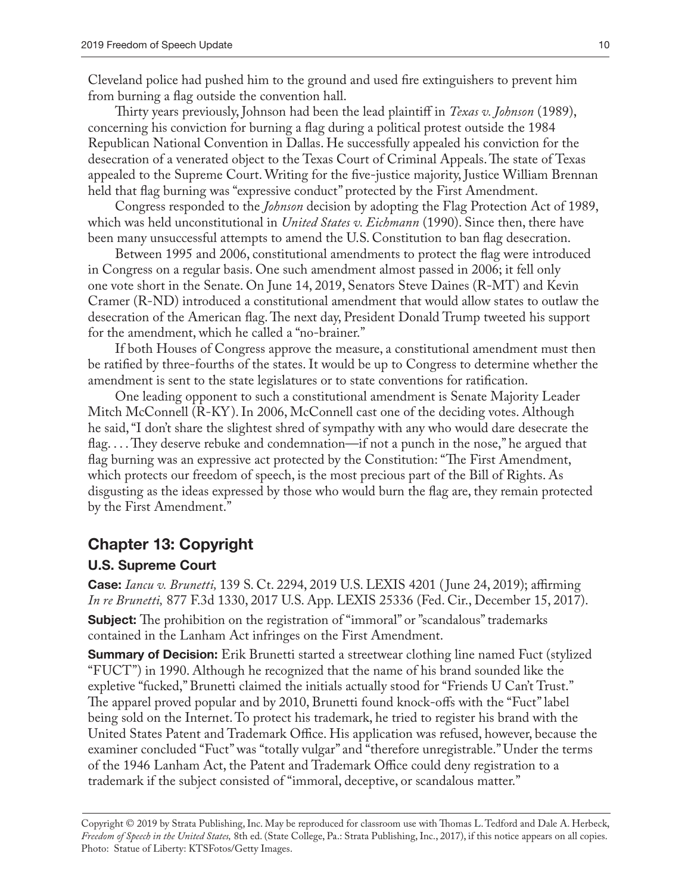Cleveland police had pushed him to the ground and used fire extinguishers to prevent him from burning a flag outside the convention hall.

Thirty years previously, Johnson had been the lead plaintiff in *Texas v. Johnson* (1989), concerning his conviction for burning a flag during a political protest outside the 1984 Republican National Convention in Dallas. He successfully appealed his conviction for the desecration of a venerated object to the Texas Court of Criminal Appeals. The state of Texas appealed to the Supreme Court. Writing for the five-justice majority, Justice William Brennan held that flag burning was "expressive conduct" protected by the First Amendment.

Congress responded to the *Johnson* decision by adopting the Flag Protection Act of 1989, which was held unconstitutional in *United States v. Eichmann* (1990). Since then, there have been many unsuccessful attempts to amend the U.S. Constitution to ban flag desecration.

Between 1995 and 2006, constitutional amendments to protect the flag were introduced in Congress on a regular basis. One such amendment almost passed in 2006; it fell only one vote short in the Senate. On June 14, 2019, Senators Steve Daines (R-MT) and Kevin Cramer (R-ND) introduced a constitutional amendment that would allow states to outlaw the desecration of the American flag. The next day, President Donald Trump tweeted his support for the amendment, which he called a "no-brainer."

If both Houses of Congress approve the measure, a constitutional amendment must then be ratified by three-fourths of the states. It would be up to Congress to determine whether the amendment is sent to the state legislatures or to state conventions for ratification.

One leading opponent to such a constitutional amendment is Senate Majority Leader Mitch McConnell (R-KY). In 2006, McConnell cast one of the deciding votes. Although he said, "I don't share the slightest shred of sympathy with any who would dare desecrate the flag. . . . They deserve rebuke and condemnation—if not a punch in the nose," he argued that flag burning was an expressive act protected by the Constitution: "The First Amendment, which protects our freedom of speech, is the most precious part of the Bill of Rights. As disgusting as the ideas expressed by those who would burn the flag are, they remain protected by the First Amendment."

## Chapter 13: Copyright

### U.S. Supreme Court

**Case:** *Iancu v. Brunetti,* 139 S. Ct. 2294, 2019 U.S. LEXIS 4201 (June 24, 2019); affirming *In re Brunetti,* 877 F.3d 1330, 2017 U.S. App. LEXIS 25336 (Fed. Cir., December 15, 2017).

**Subject:** The prohibition on the registration of "immoral" or "scandalous" trademarks contained in the Lanham Act infringes on the First Amendment.

**Summary of Decision:** Erik Brunetti started a streetwear clothing line named Fuct (stylized "FUCT") in 1990. Although he recognized that the name of his brand sounded like the expletive "fucked," Brunetti claimed the initials actually stood for "Friends U Can't Trust." The apparel proved popular and by 2010, Brunetti found knock-offs with the "Fuct" label being sold on the Internet. To protect his trademark, he tried to register his brand with the United States Patent and Trademark Office. His application was refused, however, because the examiner concluded "Fuct" was "totally vulgar" and "therefore unregistrable." Under the terms of the 1946 Lanham Act, the Patent and Trademark Office could deny registration to a trademark if the subject consisted of "immoral, deceptive, or scandalous matter."

Copyright © 2019 by Strata Publishing, Inc. May be reproduced for classroom use with Thomas L. Tedford and Dale A. Herbeck, *Freedom of Speech in the United States,* 8th ed. (State College, Pa.: Strata Publishing, Inc., 2017), if this notice appears on all copies. Photo: Statue of Liberty: KTSFotos/Getty Images.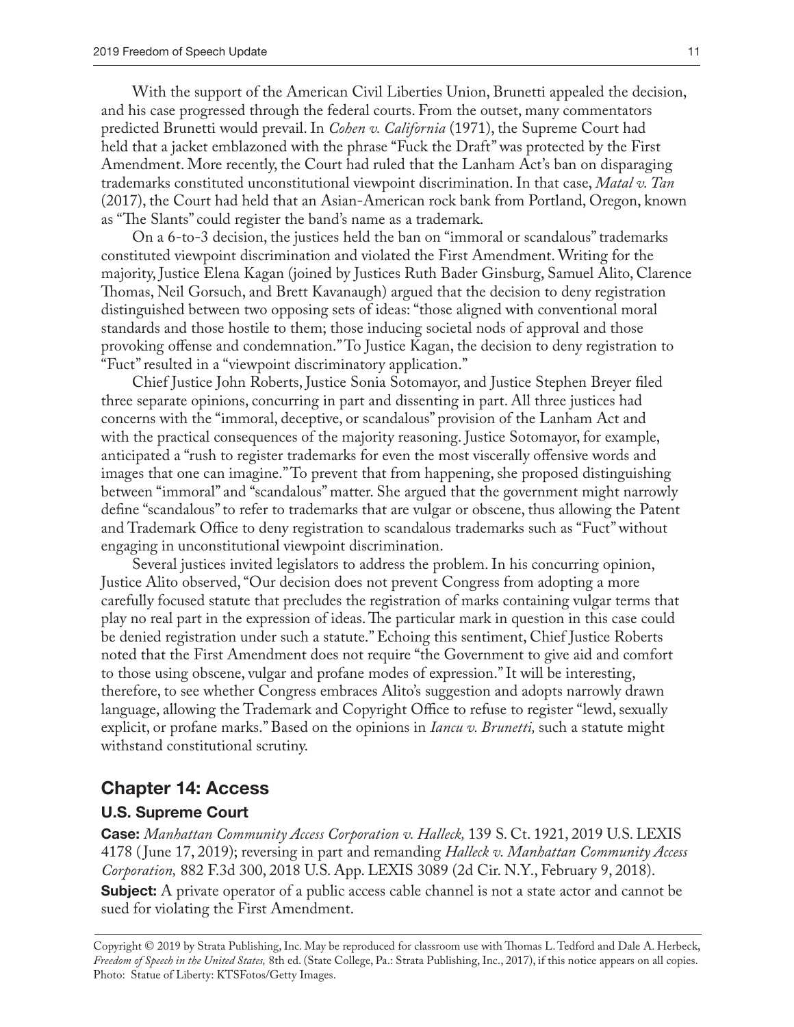With the support of the American Civil Liberties Union, Brunetti appealed the decision, and his case progressed through the federal courts. From the outset, many commentators predicted Brunetti would prevail. In *Cohen v. California* (1971), the Supreme Court had held that a jacket emblazoned with the phrase "Fuck the Draft" was protected by the First Amendment. More recently, the Court had ruled that the Lanham Act's ban on disparaging trademarks constituted unconstitutional viewpoint discrimination. In that case, *Matal v. Tan* (2017), the Court had held that an Asian-American rock bank from Portland, Oregon, known as "The Slants" could register the band's name as a trademark.

On a 6-to-3 decision, the justices held the ban on "immoral or scandalous" trademarks constituted viewpoint discrimination and violated the First Amendment. Writing for the majority, Justice Elena Kagan (joined by Justices Ruth Bader Ginsburg, Samuel Alito, Clarence Thomas, Neil Gorsuch, and Brett Kavanaugh) argued that the decision to deny registration distinguished between two opposing sets of ideas: "those aligned with conventional moral standards and those hostile to them; those inducing societal nods of approval and those provoking offense and condemnation." To Justice Kagan, the decision to deny registration to "Fuct" resulted in a "viewpoint discriminatory application."

Chief Justice John Roberts, Justice Sonia Sotomayor, and Justice Stephen Breyer filed three separate opinions, concurring in part and dissenting in part. All three justices had concerns with the "immoral, deceptive, or scandalous" provision of the Lanham Act and with the practical consequences of the majority reasoning. Justice Sotomayor, for example, anticipated a "rush to register trademarks for even the most viscerally offensive words and images that one can imagine." To prevent that from happening, she proposed distinguishing between "immoral" and "scandalous" matter. She argued that the government might narrowly define "scandalous" to refer to trademarks that are vulgar or obscene, thus allowing the Patent and Trademark Office to deny registration to scandalous trademarks such as "Fuct" without engaging in unconstitutional viewpoint discrimination.

Several justices invited legislators to address the problem. In his concurring opinion, Justice Alito observed, "Our decision does not prevent Congress from adopting a more carefully focused statute that precludes the registration of marks containing vulgar terms that play no real part in the expression of ideas. The particular mark in question in this case could be denied registration under such a statute." Echoing this sentiment, Chief Justice Roberts noted that the First Amendment does not require "the Government to give aid and comfort to those using obscene, vulgar and profane modes of expression." It will be interesting, therefore, to see whether Congress embraces Alito's suggestion and adopts narrowly drawn language, allowing the Trademark and Copyright Office to refuse to register "lewd, sexually explicit, or profane marks." Based on the opinions in *Iancu v. Brunetti,* such a statute might withstand constitutional scrutiny.

## Chapter 14: Access

### U.S. Supreme Court

**Case:** *Manhattan Community Access Corporation v. Halleck,* 139 S. Ct. 1921, 2019 U.S. LEXIS 4178 (June 17, 2019); reversing in part and remanding *Halleck v. Manhattan Community Access Corporation,* 882 F.3d 300, 2018 U.S. App. LEXIS 3089 (2d Cir. N.Y., February 9, 2018).

**Subject:** A private operator of a public access cable channel is not a state actor and cannot be sued for violating the First Amendment.

Copyright © 2019 by Strata Publishing, Inc. May be reproduced for classroom use with Thomas L. Tedford and Dale A. Herbeck, *Freedom of Speech in the United States,* 8th ed. (State College, Pa.: Strata Publishing, Inc., 2017), if this notice appears on all copies. Photo: Statue of Liberty: KTSFotos/Getty Images.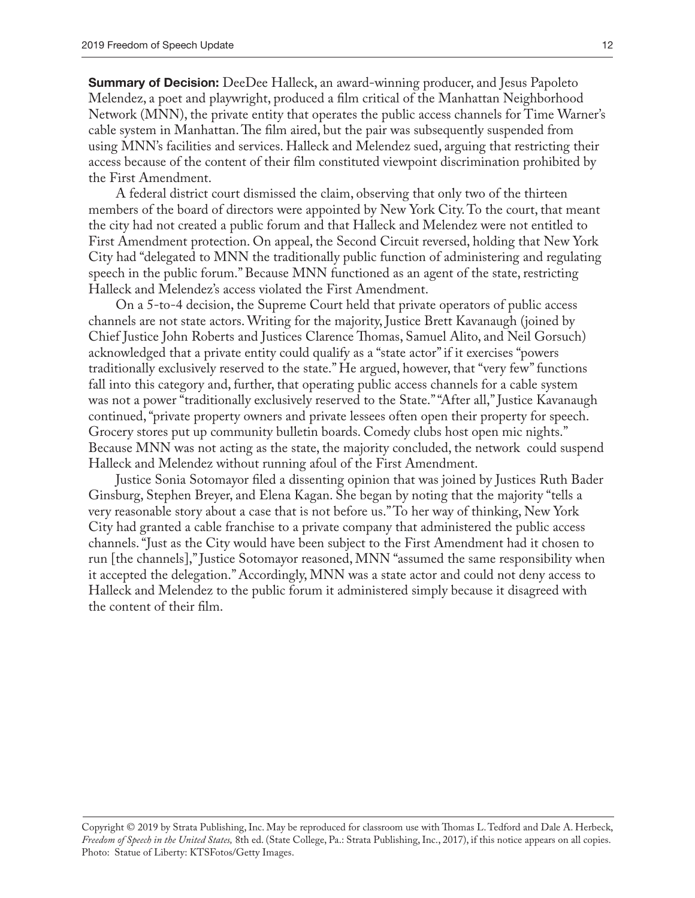**Summary of Decision:** DeeDee Halleck, an award-winning producer, and Jesus Papoleto Melendez, a poet and playwright, produced a film critical of the Manhattan Neighborhood Network (MNN), the private entity that operates the public access channels for Time Warner's cable system in Manhattan. The film aired, but the pair was subsequently suspended from using MNN's facilities and services. Halleck and Melendez sued, arguing that restricting their access because of the content of their film constituted viewpoint discrimination prohibited by the First Amendment.

A federal district court dismissed the claim, observing that only two of the thirteen members of the board of directors were appointed by New York City. To the court, that meant the city had not created a public forum and that Halleck and Melendez were not entitled to First Amendment protection. On appeal, the Second Circuit reversed, holding that New York City had "delegated to MNN the traditionally public function of administering and regulating speech in the public forum." Because MNN functioned as an agent of the state, restricting Halleck and Melendez's access violated the First Amendment.

On a 5-to-4 decision, the Supreme Court held that private operators of public access channels are not state actors. Writing for the majority, Justice Brett Kavanaugh (joined by Chief Justice John Roberts and Justices Clarence Thomas, Samuel Alito, and Neil Gorsuch) acknowledged that a private entity could qualify as a "state actor" if it exercises "powers traditionally exclusively reserved to the state." He argued, however, that "very few" functions fall into this category and, further, that operating public access channels for a cable system was not a power "traditionally exclusively reserved to the State." "After all," Justice Kavanaugh continued, "private property owners and private lessees often open their property for speech. Grocery stores put up community bulletin boards. Comedy clubs host open mic nights." Because MNN was not acting as the state, the majority concluded, the network could suspend Halleck and Melendez without running afoul of the First Amendment.

Justice Sonia Sotomayor filed a dissenting opinion that was joined by Justices Ruth Bader Ginsburg, Stephen Breyer, and Elena Kagan. She began by noting that the majority "tells a very reasonable story about a case that is not before us." To her way of thinking, New York City had granted a cable franchise to a private company that administered the public access channels. "Just as the City would have been subject to the First Amendment had it chosen to run [the channels]," Justice Sotomayor reasoned, MNN "assumed the same responsibility when it accepted the delegation." Accordingly, MNN was a state actor and could not deny access to Halleck and Melendez to the public forum it administered simply because it disagreed with the content of their film.

Copyright © 2019 by Strata Publishing, Inc. May be reproduced for classroom use with Thomas L. Tedford and Dale A. Herbeck, *Freedom of Speech in the United States,* 8th ed. (State College, Pa.: Strata Publishing, Inc., 2017), if this notice appears on all copies. Photo: Statue of Liberty: KTSFotos/Getty Images.